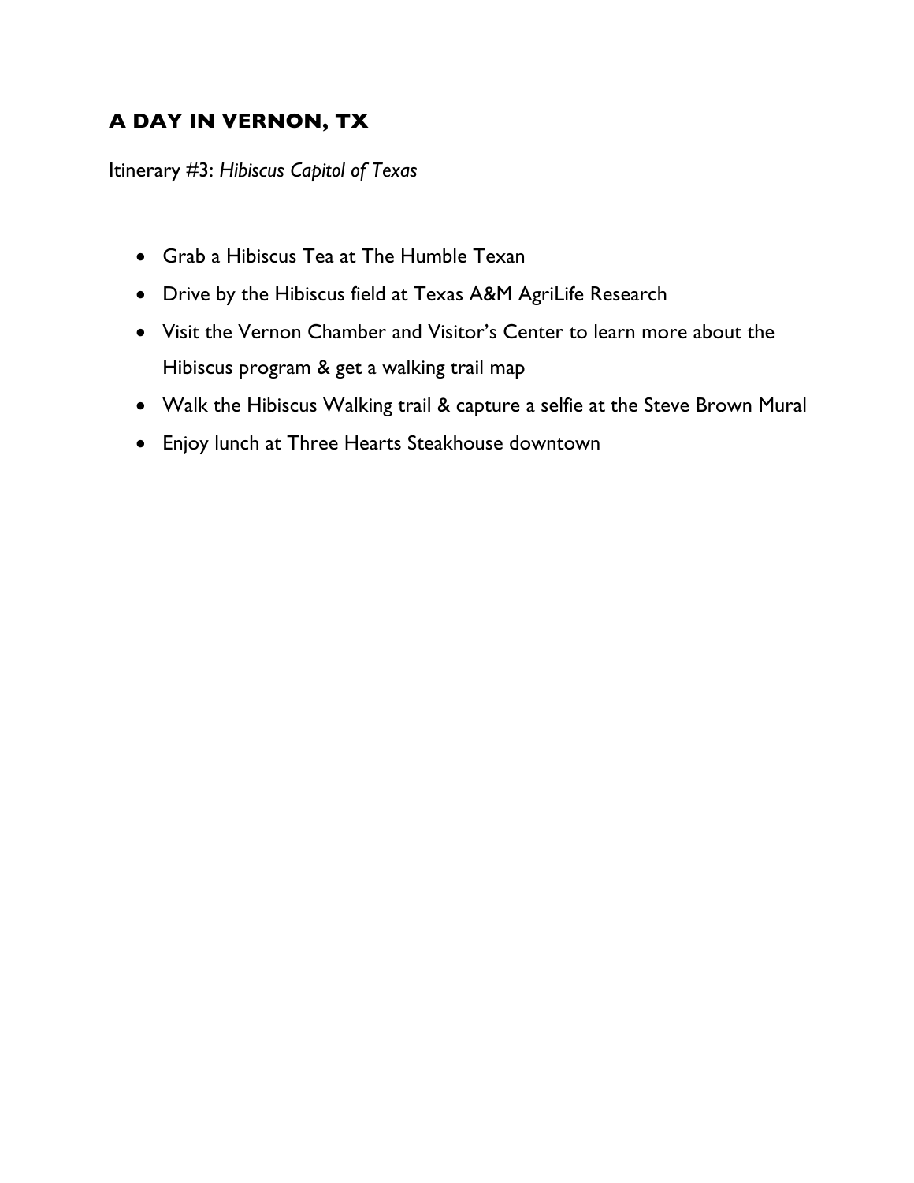## A DAY IN VERNON, TX

Itinerary #3: *Hibiscus Capitol of Texas*

- Grab a Hibiscus Tea at The Humble Texan
- Drive by the Hibiscus field at Texas A&M AgriLife Research
- Visit the Vernon Chamber and Visitor's Center to learn more about the Hibiscus program & get a walking trail map
- Walk the Hibiscus Walking trail & capture a selfie at the Steve Brown Mural
- Enjoy lunch at Three Hearts Steakhouse downtown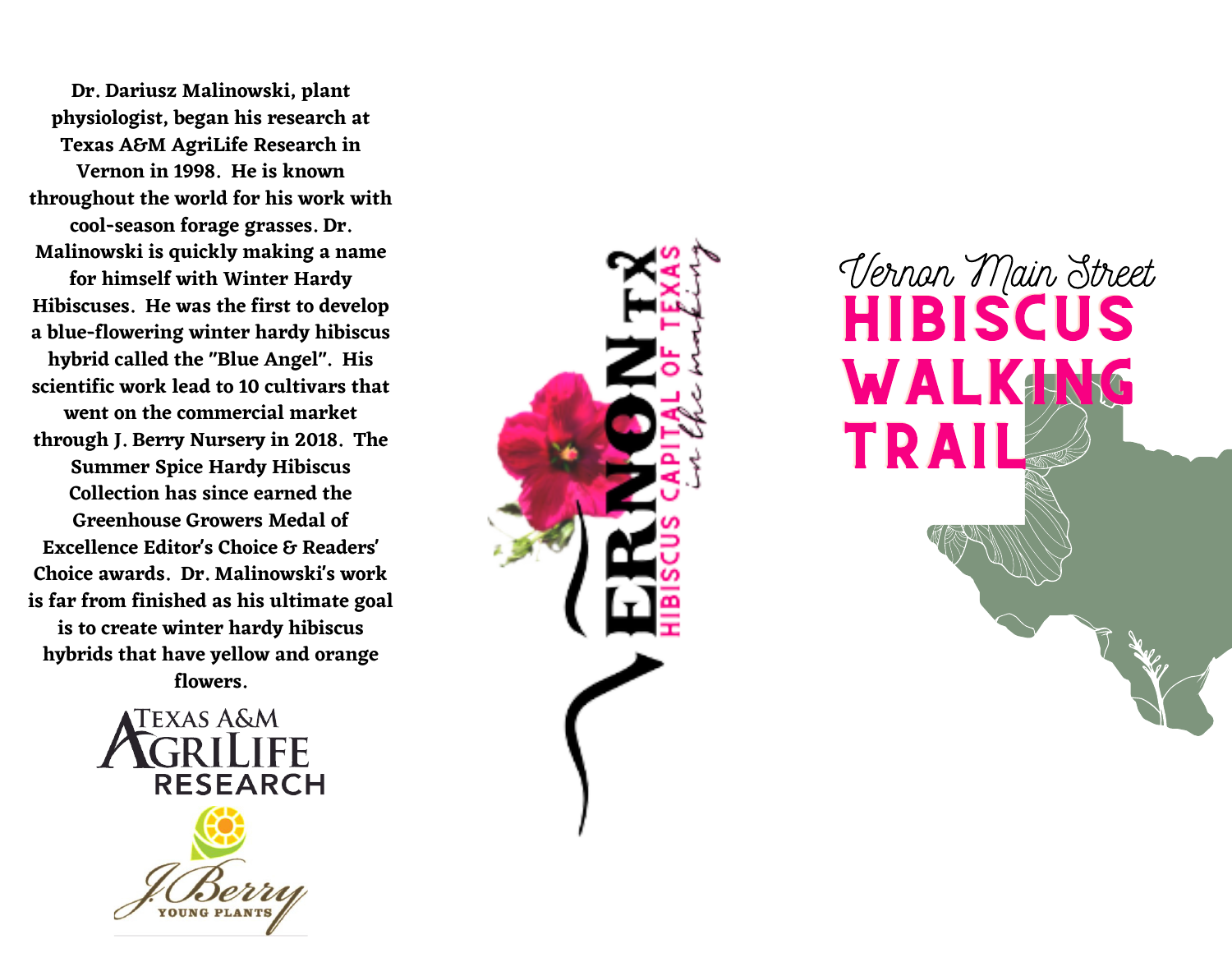Dr. Dariusz Malinowski, plant physiologist, began his research at Texas A&M AgriLife Research in Vernon in 1998. He is known throughout the world for his work with cool-season forage grasses. Dr. Malinowski is quickly making a name for himself with Winter Hardy Hibiscuses. He was the first to develop a blue-flowering winter hardy hibiscus hybrid called the "Blue Angel". His scientific work lead to 10 cultivars that went on the commercial market through J. Berry Nursery in 2018. The Summer Spice Hardy Hibiscus Collection has since earned the Greenhouse Growers Medal of Excellence Editor's Choice & Readers' Choice awards. Dr. Malinowski's work is far from finished as his ultimate goal is to create winter hardy hibiscus hybrids that have yellow and orange flowers.

TEXAS A&M AGRILIFE RESEARCH

J.Berry YOUNG PLANTS

VERNON TX
HIBISCUS CAPITAL OF TEXAS
*in the making*

# Vernon Main Street HIBISCUS WALKING TRAIL